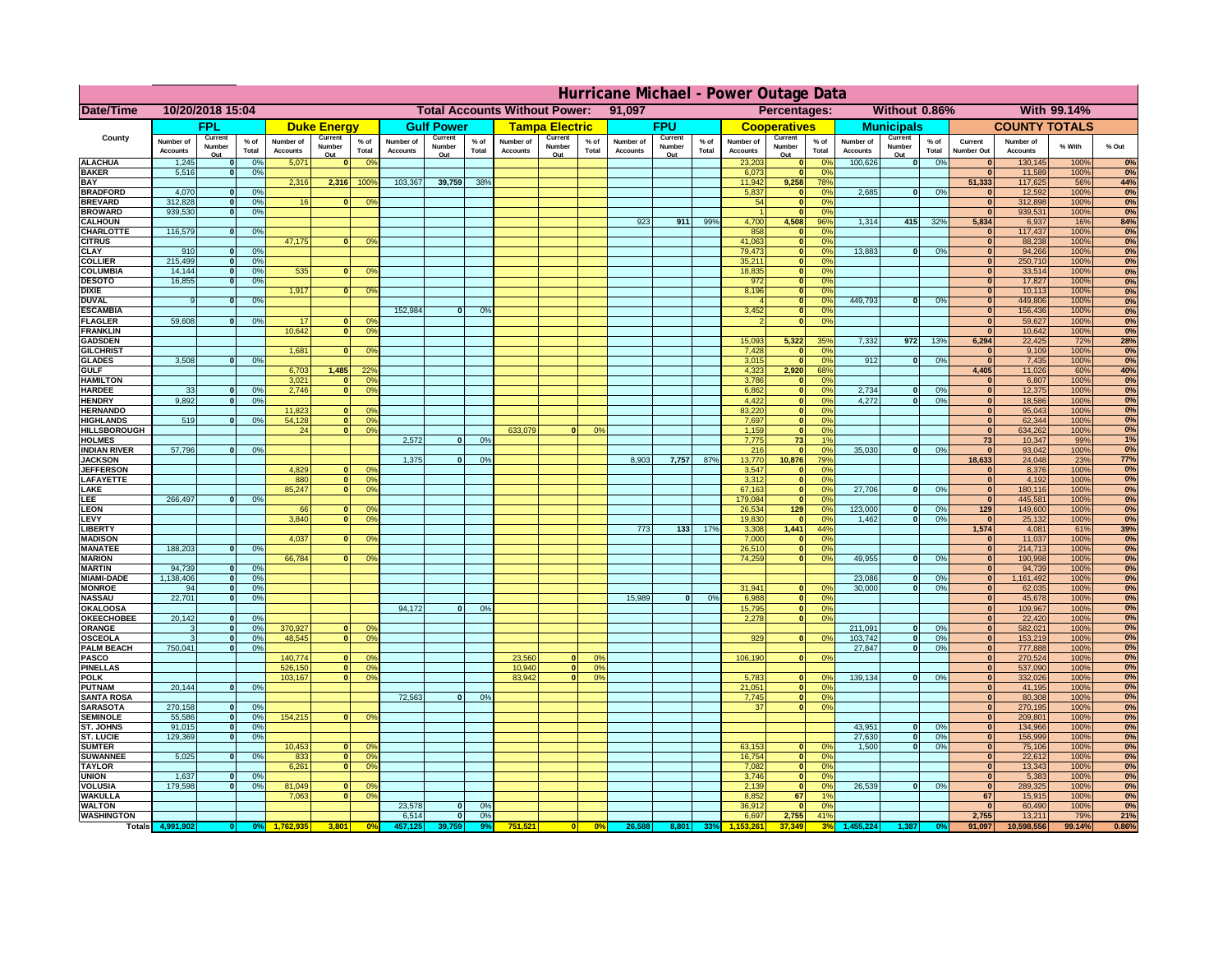# Hurricane Michael - Power Outage Data

| Date/Time | 10/20/2018 15:04 | Total Accounts Without Power: | 91,097 | Percentages: | Without 0.86% | With 99.14% |
|---|---|---|---|---|---|---|

| County | FPL | | | Duke Energy | | | Gulf Power | | | Tampa Electric | | | FPU | | | Cooperatives | | | Municipals | | | COUNTY TOTALS | | | |
|---|---|---|---|---|---|---|---|---|---|---|---|---|---|---|---|---|---|---|---|---|---|---|---|---|---|
| | Number of Accounts | Current Number Out | % of Total | Number of Accounts | Current Number Out | % of Total | Number of Accounts | Current Number Out | % of Total | Number of Accounts | Current Number Out | % of Total | Number of Accounts | Current Number Out | % of Total | Number of Accounts | Current Number Out | % of Total | Number of Accounts | Current Number Out | % of Total | Current Number Out | Number of Accounts | % With | % Out |
| ALACHUA | 1,245 | 0 | 0% | 5,071 | 0 | 0% | | | | | | | | | | 23,203 | 0 | 0% | 100,626 | 0 | 0% | 0 | 130,145 | 100% | 0% |
| BAKER | 5,516 | 0 | 0% | | | | | | | | | | | | | 6,073 | 0 | 0% | | | | 0 | 11,589 | 100% | 0% |
| BAY | | | | 2,316 | 2,316 | 100% | 103,367 | 39,759 | 38% | | | | | | | 11,942 | 9,258 | 78% | | | | 51,333 | 117,625 | 56% | 44% |
| BRADFORD | 4,070 | 0 | 0% | | | | | | | | | | | | | 5,837 | 0 | 0% | 2,685 | 0 | 0% | 0 | 12,592 | 100% | 0% |
| BREVARD | 312,828 | 0 | 0% | 16 | 0 | 0% | | | | | | | | | | 54 | 0 | 0% | | | | 0 | 312,898 | 100% | 0% |
| BROWARD | 939,530 | 0 | 0% | | | | | | | | | | | | | 1 | 0 | 0% | | | | 0 | 939,531 | 100% | 0% |
| CALHOUN | | | | | | | | | | | | | 923 | 911 | 99% | 4,700 | 4,508 | 96% | 1,314 | 415 | 32% | 5,834 | 6,937 | 16% | 84% |
| CHARLOTTE | 116,579 | 0 | 0% | | | | | | | | | | | | | 858 | 0 | 0% | | | | 0 | 117,437 | 100% | 0% |
| CITRUS | | | | 47,175 | 0 | 0% | | | | | | | | | | 41,063 | 0 | 0% | | | | 0 | 88,238 | 100% | 0% |
| CLAY | 910 | 0 | 0% | | | | | | | | | | | | | 79,473 | 0 | 0% | 13,883 | 0 | 0% | 0 | 94,266 | 100% | 0% |
| COLLIER | 215,499 | 0 | 0% | | | | | | | | | | | | | 35,211 | 0 | 0% | | | | 0 | 250,710 | 100% | 0% |
| COLUMBIA | 14,144 | 0 | 0% | 535 | 0 | 0% | | | | | | | | | | 18,835 | 0 | 0% | | | | 0 | 33,514 | 100% | 0% |
| DESOTO | 16,855 | 0 | 0% | | | | | | | | | | | | | 972 | 0 | 0% | | | | 0 | 17,827 | 100% | 0% |
| DIXIE | | | | 1,917 | 0 | 0% | | | | | | | | | | 8,196 | 0 | 0% | | | | 0 | 10,113 | 100% | 0% |
| DUVAL | 9 | 0 | 0% | | | | | | | | | | | | | 4 | 0 | 0% | 449,793 | 0 | 0% | 0 | 449,806 | 100% | 0% |
| ESCAMBIA | | | | | | | 152,984 | 0 | 0% | | | | | | | 3,452 | 0 | 0% | | | | 0 | 156,436 | 100% | 0% |
| FLAGLER | 59,608 | 0 | 0% | 17 | 0 | 0% | | | | | | | | | | 2 | 0 | 0% | | | | 0 | 59,627 | 100% | 0% |
| FRANKLIN | | | | 10,642 | 0 | 0% | | | | | | | | | | | | | | | | 0 | 10,642 | 100% | 0% |
| GADSDEN | | | | | | | | | | | | | | | | 15,093 | 5,322 | 35% | 7,332 | 972 | 13% | 6,294 | 22,425 | 72% | 28% |
| GILCHRIST | | | | 1,681 | 0 | 0% | | | | | | | | | | 7,428 | 0 | 0% | | | | 0 | 9,109 | 100% | 0% |
| GLADES | 3,508 | 0 | 0% | | | | | | | | | | | | | 3,015 | 0 | 0% | 912 | 0 | 0% | 0 | 7,435 | 100% | 0% |
| GULF | | | | 6,703 | 1,485 | 22% | | | | | | | | | | 4,323 | 2,920 | 68% | | | | 4,405 | 11,026 | 60% | 40% |
| HAMILTON | | | | 3,021 | 0 | 0% | | | | | | | | | | 3,786 | 0 | 0% | | | | 0 | 6,807 | 100% | 0% |
| HARDEE | 33 | 0 | 0% | 2,746 | 0 | 0% | | | | | | | | | | 6,862 | 0 | 0% | 2,734 | 0 | 0% | 0 | 12,375 | 100% | 0% |
| HENDRY | 9,892 | 0 | 0% | | | | | | | | | | | | | 4,422 | 0 | 0% | 4,272 | 0 | 0% | 0 | 18,586 | 100% | 0% |
| HERNANDO | | | | 11,823 | 0 | 0% | | | | | | | | | | 83,220 | 0 | 0% | | | | 0 | 95,043 | 100% | 0% |
| HIGHLANDS | 519 | 0 | 0% | 54,128 | 0 | 0% | | | | | | | | | | 7,697 | 0 | 0% | | | | 0 | 62,344 | 100% | 0% |
| HILLSBOROUGH | | | | 24 | 0 | 0% | | | | 633,079 | 0 | 0% | | | | 1,159 | 0 | 0% | | | | 0 | 634,262 | 100% | 0% |
| HOLMES | | | | | | | 2,572 | 0 | 0% | | | | | | | 7,775 | 73 | 1% | | | | 73 | 10,347 | 99% | 1% |
| INDIAN RIVER | 57,796 | 0 | 0% | | | | | | | | | | | | | 216 | 0 | 0% | 35,030 | 0 | 0% | 0 | 93,042 | 100% | 0% |
| JACKSON | | | | | | | 1,375 | 0 | 0% | | | | 8,903 | 7,757 | 87% | 13,770 | 10,876 | 79% | | | | 18,633 | 24,048 | 23% | 77% |
| JEFFERSON | | | | 4,829 | 0 | 0% | | | | | | | | | | 3,547 | 0 | 0% | | | | 0 | 8,376 | 100% | 0% |
| LAFAYETTE | | | | 880 | 0 | 0% | | | | | | | | | | 3,312 | 0 | 0% | | | | 0 | 4,192 | 100% | 0% |
| LAKE | | | | 85,247 | 0 | 0% | | | | | | | | | | 67,163 | 0 | 0% | 27,706 | 0 | 0% | 0 | 180,116 | 100% | 0% |
| LEE | 266,497 | 0 | 0% | | | | | | | | | | | | | 179,084 | 0 | 0% | | | | 0 | 445,581 | 100% | 0% |
| LEON | | | | 66 | 0 | 0% | | | | | | | | | | 26,534 | 129 | 0% | 123,000 | 0 | 0% | 129 | 149,600 | 100% | 0% |
| LEVY | | | | 3,840 | 0 | 0% | | | | | | | | | | 19,830 | 0 | 0% | 1,462 | 0 | 0% | 0 | 25,132 | 100% | 0% |
| LIBERTY | | | | | | | | | | | | | 773 | 133 | 17% | 3,308 | 1,441 | 44% | | | | 1,574 | 4,081 | 61% | 39% |
| MADISON | | | | 4,037 | 0 | 0% | | | | | | | | | | 7,000 | 0 | 0% | | | | 0 | 11,037 | 100% | 0% |
| MANATEE | 188,203 | 0 | 0% | | | | | | | | | | | | | 26,510 | 0 | 0% | | | | 0 | 214,713 | 100% | 0% |
| MARION | | | | 66,784 | 0 | 0% | | | | | | | | | | 74,259 | 0 | 0% | 49,955 | 0 | 0% | 0 | 190,998 | 100% | 0% |
| MARTIN | 94,739 | 0 | 0% | | | | | | | | | | | | | | | | | | | 0 | 94,739 | 100% | 0% |
| MIAMI-DADE | 1,138,406 | 0 | 0% | | | | | | | | | | | | | | | | 23,086 | 0 | 0% | 0 | 1,161,492 | 100% | 0% |
| MONROE | 94 | 0 | 0% | | | | | | | | | | | | | 31,941 | 0 | 0% | 30,000 | 0 | 0% | 0 | 62,035 | 100% | 0% |
| NASSAU | 22,701 | 0 | 0% | | | | | | | | | | 15,989 | 0 | 0% | 6,988 | 0 | 0% | | | | 0 | 45,678 | 100% | 0% |
| OKALOOSA | | | | | | | 94,172 | 0 | 0% | | | | | | | 15,795 | 0 | 0% | | | | 0 | 109,967 | 100% | 0% |
| OKEECHOBEE | 20,142 | 0 | 0% | | | | | | | | | | | | | 2,278 | 0 | 0% | | | | 0 | 22,420 | 100% | 0% |
| ORANGE | 3 | 0 | 0% | 370,927 | 0 | 0% | | | | | | | | | | | | | 211,091 | 0 | 0% | 0 | 582,021 | 100% | 0% |
| OSCEOLA | 3 | 0 | 0% | 48,545 | 0 | 0% | | | | | | | | | | 929 | 0 | 0% | 103,742 | 0 | 0% | 0 | 153,219 | 100% | 0% |
| PALM BEACH | 750,041 | 0 | 0% | | | | | | | | | | | | | | | | 27,847 | 0 | 0% | 0 | 777,888 | 100% | 0% |
| PASCO | | | | 140,774 | 0 | 0% | | | | 23,560 | 0 | 0% | | | | 106,190 | 0 | 0% | | | | 0 | 270,524 | 100% | 0% |
| PINELLAS | | | | 526,150 | 0 | 0% | | | | 10,940 | 0 | 0% | | | | | | | | | | 0 | 537,090 | 100% | 0% |
| POLK | | | | 103,167 | 0 | 0% | | | | 83,942 | 0 | 0% | | | | 5,783 | 0 | 0% | 139,134 | 0 | 0% | 0 | 332,026 | 100% | 0% |
| PUTNAM | 20,144 | 0 | 0% | | | | | | | | | | | | | 21,051 | 0 | 0% | | | | 0 | 41,195 | 100% | 0% |
| SANTA ROSA | | | | | | | 72,563 | 0 | 0% | | | | | | | 7,745 | 0 | 0% | | | | 0 | 80,308 | 100% | 0% |
| SARASOTA | 270,158 | 0 | 0% | | | | | | | | | | | | | 37 | 0 | 0% | | | | 0 | 270,195 | 100% | 0% |
| SEMINOLE | 55,586 | 0 | 0% | 154,215 | 0 | 0% | | | | | | | | | | | | | | | | 0 | 209,801 | 100% | 0% |
| ST. JOHNS | 91,015 | 0 | 0% | | | | | | | | | | | | | | | | 43,951 | 0 | 0% | 0 | 134,966 | 100% | 0% |
| ST. LUCIE | 129,369 | 0 | 0% | | | | | | | | | | | | | | | | 27,630 | 0 | 0% | 0 | 156,999 | 100% | 0% |
| SUMTER | | | | 10,453 | 0 | 0% | | | | | | | | | | 63,153 | 0 | 0% | 1,500 | 0 | 0% | 0 | 75,106 | 100% | 0% |
| SUWANNEE | 5,025 | 0 | 0% | 833 | 0 | 0% | | | | | | | | | | 16,754 | 0 | 0% | | | | 0 | 22,612 | 100% | 0% |
| TAYLOR | | | | 6,261 | 0 | 0% | | | | | | | | | | 7,082 | 0 | 0% | | | | 0 | 13,343 | 100% | 0% |
| UNION | 1,637 | 0 | 0% | | | | | | | | | | | | | 3,746 | 0 | 0% | | | | 0 | 5,383 | 100% | 0% |
| VOLUSIA | 179,598 | 0 | 0% | 81,049 | 0 | 0% | | | | | | | | | | 2,139 | 0 | 0% | 26,539 | 0 | 0% | 0 | 289,325 | 100% | 0% |
| WAKULLA | | | | 7,063 | 0 | 0% | | | | | | | | | | 8,852 | 67 | 1% | | | | 67 | 15,915 | 100% | 0% |
| WALTON | | | | | | | 23,578 | 0 | 0% | | | | | | | 36,912 | 0 | 0% | | | | 0 | 60,490 | 100% | 0% |
| WASHINGTON | | | | | | | 6,514 | 0 | 0% | | | | | | | 6,697 | 2,755 | 41% | | | | 2,755 | 13,211 | 79% | 21% |
| Totals | 4,991,902 | 0 | 0% | 1,762,935 | 3,801 | 0% | 457,125 | 39,759 | 9% | 751,521 | 0 | 0% | 26,588 | 8,801 | 33% | 1,153,261 | 37,349 | 3% | 1,455,224 | 1,387 | 0% | 91,097 | 10,598,556 | 99.14% | 0.86% |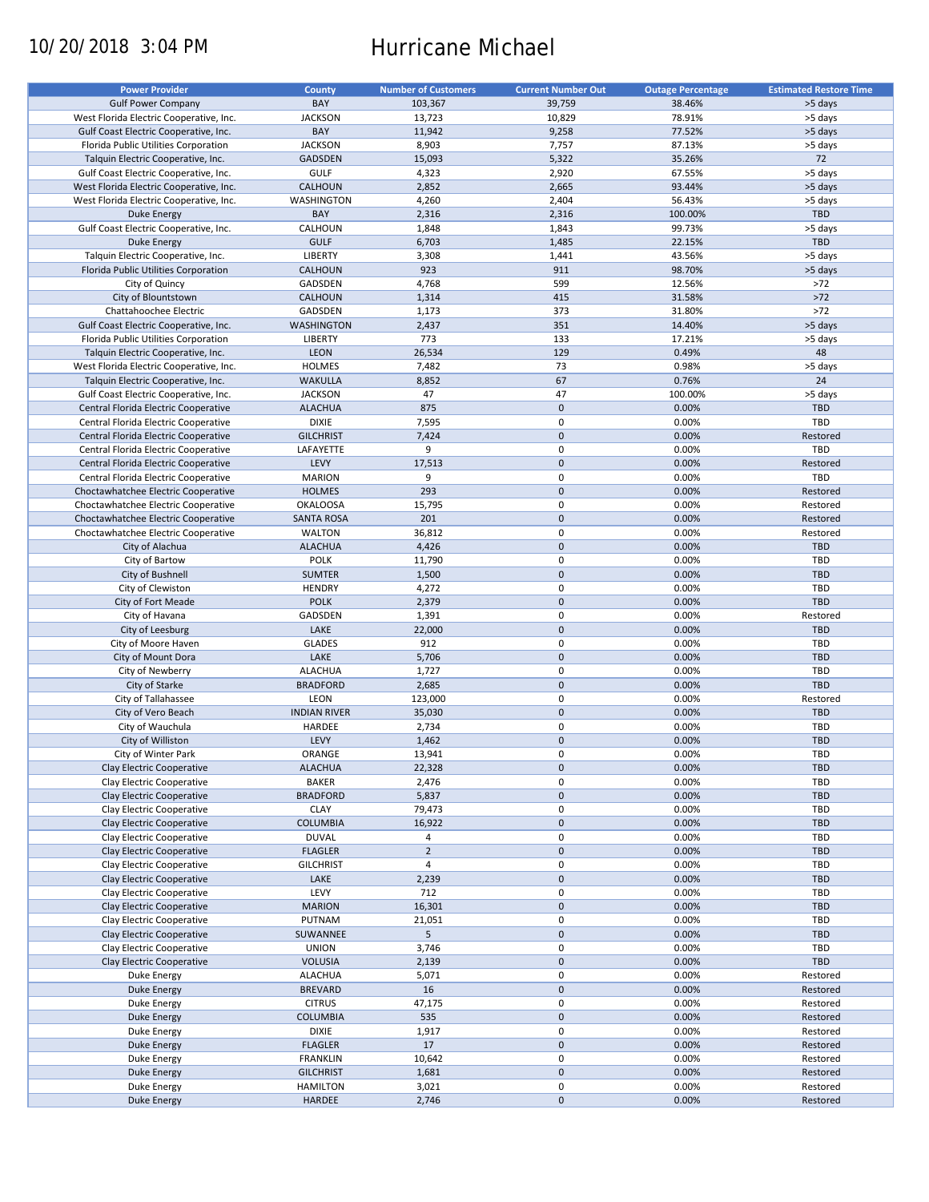10/20/2018 3:04 PM

# Hurricane Michael

| Power Provider | County | Number of Customers | Current Number Out | Outage Percentage | Estimated Restore Time |
|---|---|---|---|---|---|
| Gulf Power Company | BAY | 103,367 | 39,759 | 38.46% | >5 days |
| West Florida Electric Cooperative, Inc. | JACKSON | 13,723 | 10,829 | 78.91% | >5 days |
| Gulf Coast Electric Cooperative, Inc. | BAY | 11,942 | 9,258 | 77.52% | >5 days |
| Florida Public Utilities Corporation | JACKSON | 8,903 | 7,757 | 87.13% | >5 days |
| Talquin Electric Cooperative, Inc. | GADSDEN | 15,093 | 5,322 | 35.26% | 72 |
| Gulf Coast Electric Cooperative, Inc. | GULF | 4,323 | 2,920 | 67.55% | >5 days |
| West Florida Electric Cooperative, Inc. | CALHOUN | 2,852 | 2,665 | 93.44% | >5 days |
| West Florida Electric Cooperative, Inc. | WASHINGTON | 4,260 | 2,404 | 56.43% | >5 days |
| Duke Energy | BAY | 2,316 | 2,316 | 100.00% | TBD |
| Gulf Coast Electric Cooperative, Inc. | CALHOUN | 1,848 | 1,843 | 99.73% | >5 days |
| Duke Energy | GULF | 6,703 | 1,485 | 22.15% | TBD |
| Talquin Electric Cooperative, Inc. | LIBERTY | 3,308 | 1,441 | 43.56% | >5 days |
| Florida Public Utilities Corporation | CALHOUN | 923 | 911 | 98.70% | >5 days |
| City of Quincy | GADSDEN | 4,768 | 599 | 12.56% | >72 |
| City of Blountstown | CALHOUN | 1,314 | 415 | 31.58% | >72 |
| Chattahoochee Electric | GADSDEN | 1,173 | 373 | 31.80% | >72 |
| Gulf Coast Electric Cooperative, Inc. | WASHINGTON | 2,437 | 351 | 14.40% | >5 days |
| Florida Public Utilities Corporation | LIBERTY | 773 | 133 | 17.21% | >5 days |
| Talquin Electric Cooperative, Inc. | LEON | 26,534 | 129 | 0.49% | 48 |
| West Florida Electric Cooperative, Inc. | HOLMES | 7,482 | 73 | 0.98% | >5 days |
| Talquin Electric Cooperative, Inc. | WAKULLA | 8,852 | 67 | 0.76% | 24 |
| Gulf Coast Electric Cooperative, Inc. | JACKSON | 47 | 47 | 100.00% | >5 days |
| Central Florida Electric Cooperative | ALACHUA | 875 | 0 | 0.00% | TBD |
| Central Florida Electric Cooperative | DIXIE | 7,595 | 0 | 0.00% | TBD |
| Central Florida Electric Cooperative | GILCHRIST | 7,424 | 0 | 0.00% | Restored |
| Central Florida Electric Cooperative | LAFAYETTE | 9 | 0 | 0.00% | TBD |
| Central Florida Electric Cooperative | LEVY | 17,513 | 0 | 0.00% | Restored |
| Central Florida Electric Cooperative | MARION | 9 | 0 | 0.00% | TBD |
| Choctawhatchee Electric Cooperative | HOLMES | 293 | 0 | 0.00% | Restored |
| Choctawhatchee Electric Cooperative | OKALOOSA | 15,795 | 0 | 0.00% | Restored |
| Choctawhatchee Electric Cooperative | SANTA ROSA | 201 | 0 | 0.00% | Restored |
| Choctawhatchee Electric Cooperative | WALTON | 36,812 | 0 | 0.00% | Restored |
| City of Alachua | ALACHUA | 4,426 | 0 | 0.00% | TBD |
| City of Bartow | POLK | 11,790 | 0 | 0.00% | TBD |
| City of Bushnell | SUMTER | 1,500 | 0 | 0.00% | TBD |
| City of Clewiston | HENDRY | 4,272 | 0 | 0.00% | TBD |
| City of Fort Meade | POLK | 2,379 | 0 | 0.00% | TBD |
| City of Havana | GADSDEN | 1,391 | 0 | 0.00% | Restored |
| City of Leesburg | LAKE | 22,000 | 0 | 0.00% | TBD |
| City of Moore Haven | GLADES | 912 | 0 | 0.00% | TBD |
| City of Mount Dora | LAKE | 5,706 | 0 | 0.00% | TBD |
| City of Newberry | ALACHUA | 1,727 | 0 | 0.00% | TBD |
| City of Starke | BRADFORD | 2,685 | 0 | 0.00% | TBD |
| City of Tallahassee | LEON | 123,000 | 0 | 0.00% | Restored |
| City of Vero Beach | INDIAN RIVER | 35,030 | 0 | 0.00% | TBD |
| City of Wauchula | HARDEE | 2,734 | 0 | 0.00% | TBD |
| City of Williston | LEVY | 1,462 | 0 | 0.00% | TBD |
| City of Winter Park | ORANGE | 13,941 | 0 | 0.00% | TBD |
| Clay Electric Cooperative | ALACHUA | 22,328 | 0 | 0.00% | TBD |
| Clay Electric Cooperative | BAKER | 2,476 | 0 | 0.00% | TBD |
| Clay Electric Cooperative | BRADFORD | 5,837 | 0 | 0.00% | TBD |
| Clay Electric Cooperative | CLAY | 79,473 | 0 | 0.00% | TBD |
| Clay Electric Cooperative | COLUMBIA | 16,922 | 0 | 0.00% | TBD |
| Clay Electric Cooperative | DUVAL | 4 | 0 | 0.00% | TBD |
| Clay Electric Cooperative | FLAGLER | 2 | 0 | 0.00% | TBD |
| Clay Electric Cooperative | GILCHRIST | 4 | 0 | 0.00% | TBD |
| Clay Electric Cooperative | LAKE | 2,239 | 0 | 0.00% | TBD |
| Clay Electric Cooperative | LEVY | 712 | 0 | 0.00% | TBD |
| Clay Electric Cooperative | MARION | 16,301 | 0 | 0.00% | TBD |
| Clay Electric Cooperative | PUTNAM | 21,051 | 0 | 0.00% | TBD |
| Clay Electric Cooperative | SUWANNEE | 5 | 0 | 0.00% | TBD |
| Clay Electric Cooperative | UNION | 3,746 | 0 | 0.00% | TBD |
| Clay Electric Cooperative | VOLUSIA | 2,139 | 0 | 0.00% | TBD |
| Duke Energy | ALACHUA | 5,071 | 0 | 0.00% | Restored |
| Duke Energy | BREVARD | 16 | 0 | 0.00% | Restored |
| Duke Energy | CITRUS | 47,175 | 0 | 0.00% | Restored |
| Duke Energy | COLUMBIA | 535 | 0 | 0.00% | Restored |
| Duke Energy | DIXIE | 1,917 | 0 | 0.00% | Restored |
| Duke Energy | FLAGLER | 17 | 0 | 0.00% | Restored |
| Duke Energy | FRANKLIN | 10,642 | 0 | 0.00% | Restored |
| Duke Energy | GILCHRIST | 1,681 | 0 | 0.00% | Restored |
| Duke Energy | HAMILTON | 3,021 | 0 | 0.00% | Restored |
| Duke Energy | HARDEE | 2,746 | 0 | 0.00% | Restored |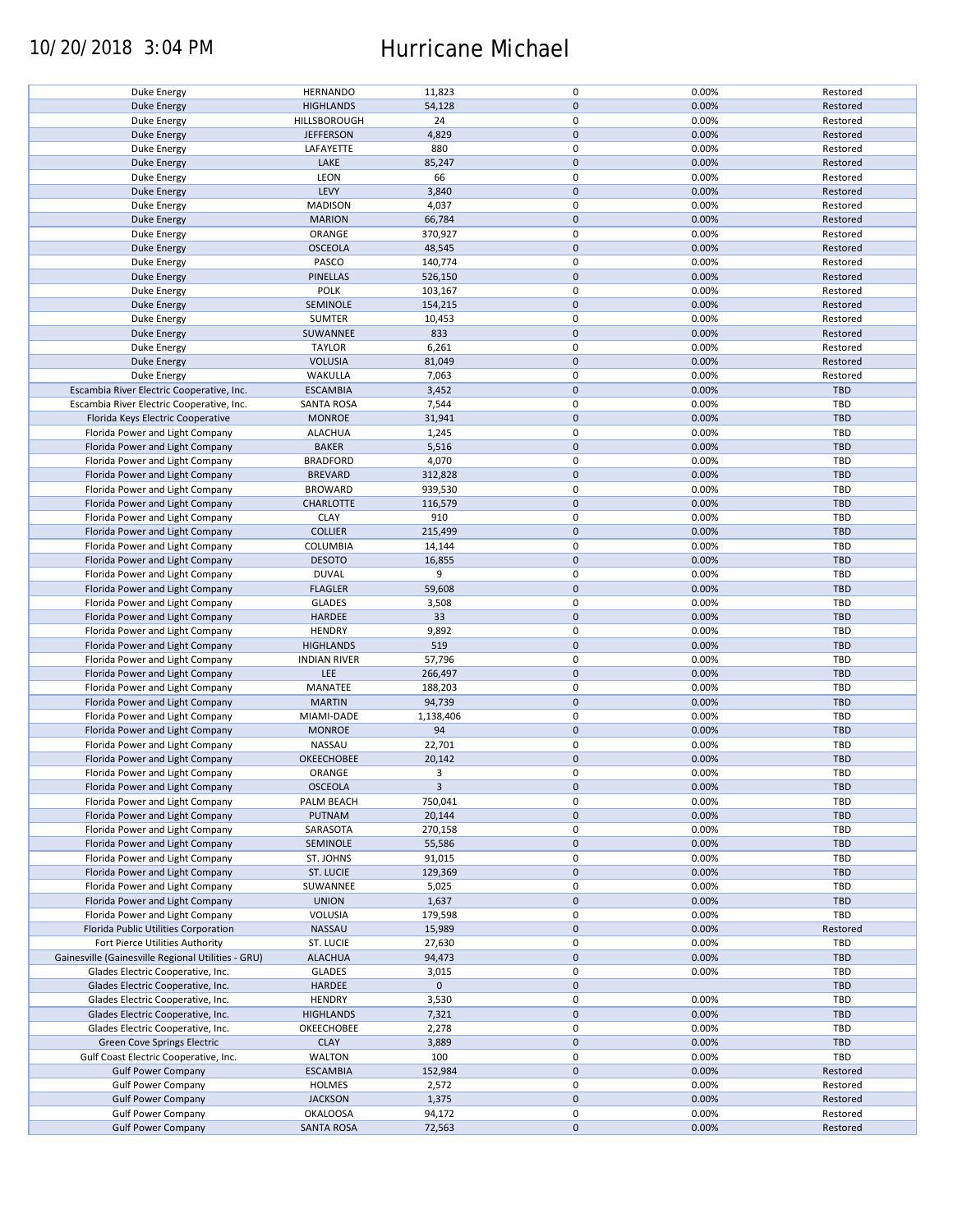| | | | | | |
|---|---|---|---|---|---|
| Duke Energy | HERNANDO | 11,823 | 0 | 0.00% | Restored |
| Duke Energy | HIGHLANDS | 54,128 | 0 | 0.00% | Restored |
| Duke Energy | HILLSBOROUGH | 24 | 0 | 0.00% | Restored |
| Duke Energy | JEFFERSON | 4,829 | 0 | 0.00% | Restored |
| Duke Energy | LAFAYETTE | 880 | 0 | 0.00% | Restored |
| Duke Energy | LAKE | 85,247 | 0 | 0.00% | Restored |
| Duke Energy | LEON | 66 | 0 | 0.00% | Restored |
| Duke Energy | LEVY | 3,840 | 0 | 0.00% | Restored |
| Duke Energy | MADISON | 4,037 | 0 | 0.00% | Restored |
| Duke Energy | MARION | 66,784 | 0 | 0.00% | Restored |
| Duke Energy | ORANGE | 370,927 | 0 | 0.00% | Restored |
| Duke Energy | OSCEOLA | 48,545 | 0 | 0.00% | Restored |
| Duke Energy | PASCO | 140,774 | 0 | 0.00% | Restored |
| Duke Energy | PINELLAS | 526,150 | 0 | 0.00% | Restored |
| Duke Energy | POLK | 103,167 | 0 | 0.00% | Restored |
| Duke Energy | SEMINOLE | 154,215 | 0 | 0.00% | Restored |
| Duke Energy | SUMTER | 10,453 | 0 | 0.00% | Restored |
| Duke Energy | SUWANNEE | 833 | 0 | 0.00% | Restored |
| Duke Energy | TAYLOR | 6,261 | 0 | 0.00% | Restored |
| Duke Energy | VOLUSIA | 81,049 | 0 | 0.00% | Restored |
| Duke Energy | WAKULLA | 7,063 | 0 | 0.00% | Restored |
| Escambia River Electric Cooperative, Inc. | ESCAMBIA | 3,452 | 0 | 0.00% | TBD |
| Escambia River Electric Cooperative, Inc. | SANTA ROSA | 7,544 | 0 | 0.00% | TBD |
| Florida Keys Electric Cooperative | MONROE | 31,941 | 0 | 0.00% | TBD |
| Florida Power and Light Company | ALACHUA | 1,245 | 0 | 0.00% | TBD |
| Florida Power and Light Company | BAKER | 5,516 | 0 | 0.00% | TBD |
| Florida Power and Light Company | BRADFORD | 4,070 | 0 | 0.00% | TBD |
| Florida Power and Light Company | BREVARD | 312,828 | 0 | 0.00% | TBD |
| Florida Power and Light Company | BROWARD | 939,530 | 0 | 0.00% | TBD |
| Florida Power and Light Company | CHARLOTTE | 116,579 | 0 | 0.00% | TBD |
| Florida Power and Light Company | CLAY | 910 | 0 | 0.00% | TBD |
| Florida Power and Light Company | COLLIER | 215,499 | 0 | 0.00% | TBD |
| Florida Power and Light Company | COLUMBIA | 14,144 | 0 | 0.00% | TBD |
| Florida Power and Light Company | DESOTO | 16,855 | 0 | 0.00% | TBD |
| Florida Power and Light Company | DUVAL | 9 | 0 | 0.00% | TBD |
| Florida Power and Light Company | FLAGLER | 59,608 | 0 | 0.00% | TBD |
| Florida Power and Light Company | GLADES | 3,508 | 0 | 0.00% | TBD |
| Florida Power and Light Company | HARDEE | 33 | 0 | 0.00% | TBD |
| Florida Power and Light Company | HENDRY | 9,892 | 0 | 0.00% | TBD |
| Florida Power and Light Company | HIGHLANDS | 519 | 0 | 0.00% | TBD |
| Florida Power and Light Company | INDIAN RIVER | 57,796 | 0 | 0.00% | TBD |
| Florida Power and Light Company | LEE | 266,497 | 0 | 0.00% | TBD |
| Florida Power and Light Company | MANATEE | 188,203 | 0 | 0.00% | TBD |
| Florida Power and Light Company | MARTIN | 94,739 | 0 | 0.00% | TBD |
| Florida Power and Light Company | MIAMI-DADE | 1,138,406 | 0 | 0.00% | TBD |
| Florida Power and Light Company | MONROE | 94 | 0 | 0.00% | TBD |
| Florida Power and Light Company | NASSAU | 22,701 | 0 | 0.00% | TBD |
| Florida Power and Light Company | OKEECHOBEE | 20,142 | 0 | 0.00% | TBD |
| Florida Power and Light Company | ORANGE | 3 | 0 | 0.00% | TBD |
| Florida Power and Light Company | OSCEOLA | 3 | 0 | 0.00% | TBD |
| Florida Power and Light Company | PALM BEACH | 750,041 | 0 | 0.00% | TBD |
| Florida Power and Light Company | PUTNAM | 20,144 | 0 | 0.00% | TBD |
| Florida Power and Light Company | SARASOTA | 270,158 | 0 | 0.00% | TBD |
| Florida Power and Light Company | SEMINOLE | 55,586 | 0 | 0.00% | TBD |
| Florida Power and Light Company | ST. JOHNS | 91,015 | 0 | 0.00% | TBD |
| Florida Power and Light Company | ST. LUCIE | 129,369 | 0 | 0.00% | TBD |
| Florida Power and Light Company | SUWANNEE | 5,025 | 0 | 0.00% | TBD |
| Florida Power and Light Company | UNION | 1,637 | 0 | 0.00% | TBD |
| Florida Power and Light Company | VOLUSIA | 179,598 | 0 | 0.00% | TBD |
| Florida Public Utilities Corporation | NASSAU | 15,989 | 0 | 0.00% | Restored |
| Fort Pierce Utilities Authority | ST. LUCIE | 27,630 | 0 | 0.00% | TBD |
| Gainesville (Gainesville Regional Utilities - GRU) | ALACHUA | 94,473 | 0 | 0.00% | TBD |
| Glades Electric Cooperative, Inc. | GLADES | 3,015 | 0 | 0.00% | TBD |
| Glades Electric Cooperative, Inc. | HARDEE | 0 | 0 | | TBD |
| Glades Electric Cooperative, Inc. | HENDRY | 3,530 | 0 | 0.00% | TBD |
| Glades Electric Cooperative, Inc. | HIGHLANDS | 7,321 | 0 | 0.00% | TBD |
| Glades Electric Cooperative, Inc. | OKEECHOBEE | 2,278 | 0 | 0.00% | TBD |
| Green Cove Springs Electric | CLAY | 3,889 | 0 | 0.00% | TBD |
| Gulf Coast Electric Cooperative, Inc. | WALTON | 100 | 0 | 0.00% | TBD |
| Gulf Power Company | ESCAMBIA | 152,984 | 0 | 0.00% | Restored |
| Gulf Power Company | HOLMES | 2,572 | 0 | 0.00% | Restored |
| Gulf Power Company | JACKSON | 1,375 | 0 | 0.00% | Restored |
| Gulf Power Company | OKALOOSA | 94,172 | 0 | 0.00% | Restored |
| Gulf Power Company | SANTA ROSA | 72,563 | 0 | 0.00% | Restored |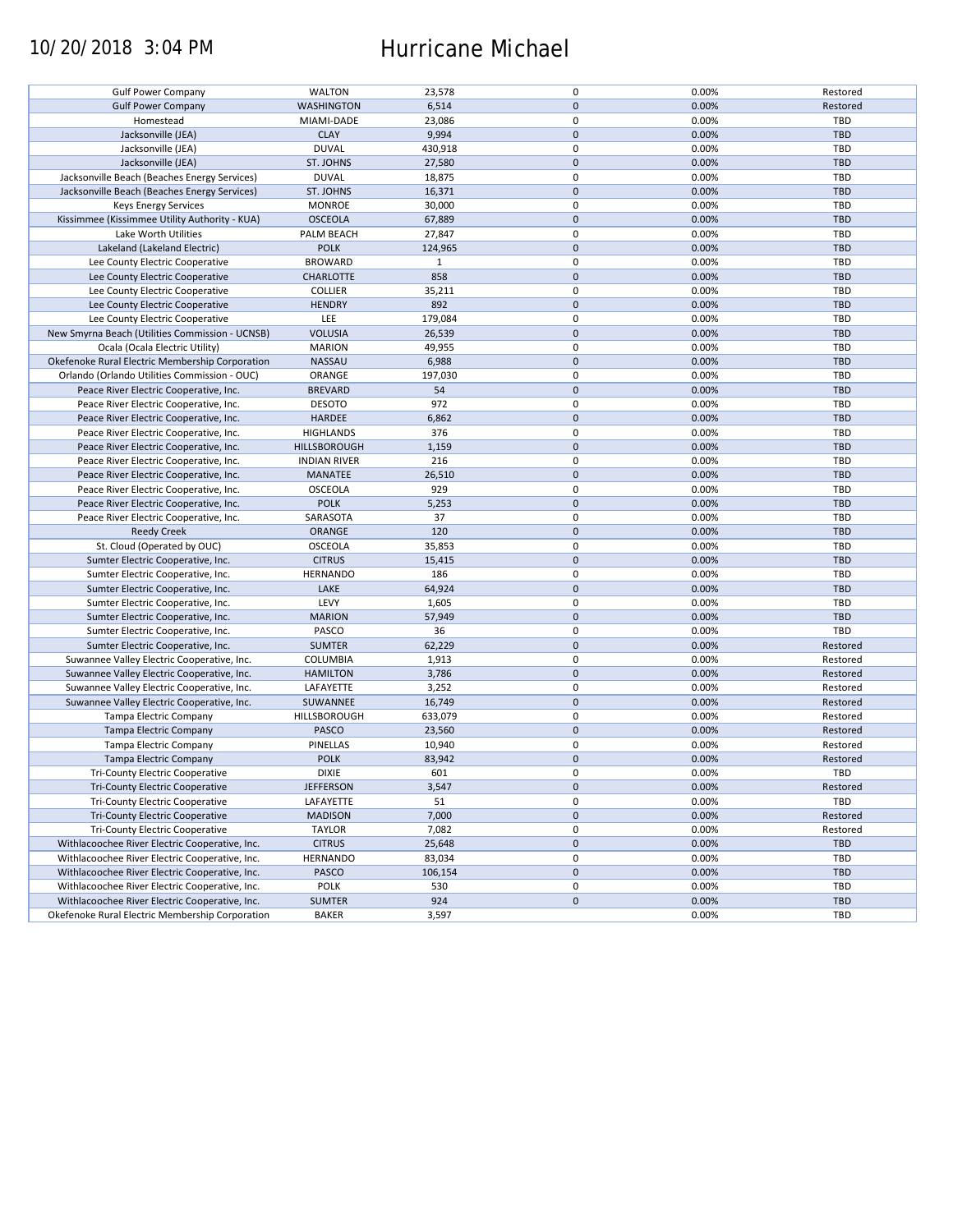| | | | | | |
|---|---|---|---|---|---|
| Gulf Power Company | WALTON | 23,578 | 0 | 0.00% | Restored |
| Gulf Power Company | WASHINGTON | 6,514 | 0 | 0.00% | Restored |
| Homestead | MIAMI-DADE | 23,086 | 0 | 0.00% | TBD |
| Jacksonville (JEA) | CLAY | 9,994 | 0 | 0.00% | TBD |
| Jacksonville (JEA) | DUVAL | 430,918 | 0 | 0.00% | TBD |
| Jacksonville (JEA) | ST. JOHNS | 27,580 | 0 | 0.00% | TBD |
| Jacksonville Beach (Beaches Energy Services) | DUVAL | 18,875 | 0 | 0.00% | TBD |
| Jacksonville Beach (Beaches Energy Services) | ST. JOHNS | 16,371 | 0 | 0.00% | TBD |
| Keys Energy Services | MONROE | 30,000 | 0 | 0.00% | TBD |
| Kissimmee (Kissimmee Utility Authority - KUA) | OSCEOLA | 67,889 | 0 | 0.00% | TBD |
| Lake Worth Utilities | PALM BEACH | 27,847 | 0 | 0.00% | TBD |
| Lakeland (Lakeland Electric) | POLK | 124,965 | 0 | 0.00% | TBD |
| Lee County Electric Cooperative | BROWARD | 1 | 0 | 0.00% | TBD |
| Lee County Electric Cooperative | CHARLOTTE | 858 | 0 | 0.00% | TBD |
| Lee County Electric Cooperative | COLLIER | 35,211 | 0 | 0.00% | TBD |
| Lee County Electric Cooperative | HENDRY | 892 | 0 | 0.00% | TBD |
| Lee County Electric Cooperative | LEE | 179,084 | 0 | 0.00% | TBD |
| New Smyrna Beach (Utilities Commission - UCNSB) | VOLUSIA | 26,539 | 0 | 0.00% | TBD |
| Ocala (Ocala Electric Utility) | MARION | 49,955 | 0 | 0.00% | TBD |
| Okefenoke Rural Electric Membership Corporation | NASSAU | 6,988 | 0 | 0.00% | TBD |
| Orlando (Orlando Utilities Commission - OUC) | ORANGE | 197,030 | 0 | 0.00% | TBD |
| Peace River Electric Cooperative, Inc. | BREVARD | 54 | 0 | 0.00% | TBD |
| Peace River Electric Cooperative, Inc. | DESOTO | 972 | 0 | 0.00% | TBD |
| Peace River Electric Cooperative, Inc. | HARDEE | 6,862 | 0 | 0.00% | TBD |
| Peace River Electric Cooperative, Inc. | HIGHLANDS | 376 | 0 | 0.00% | TBD |
| Peace River Electric Cooperative, Inc. | HILLSBOROUGH | 1,159 | 0 | 0.00% | TBD |
| Peace River Electric Cooperative, Inc. | INDIAN RIVER | 216 | 0 | 0.00% | TBD |
| Peace River Electric Cooperative, Inc. | MANATEE | 26,510 | 0 | 0.00% | TBD |
| Peace River Electric Cooperative, Inc. | OSCEOLA | 929 | 0 | 0.00% | TBD |
| Peace River Electric Cooperative, Inc. | POLK | 5,253 | 0 | 0.00% | TBD |
| Peace River Electric Cooperative, Inc. | SARASOTA | 37 | 0 | 0.00% | TBD |
| Reedy Creek | ORANGE | 120 | 0 | 0.00% | TBD |
| St. Cloud (Operated by OUC) | OSCEOLA | 35,853 | 0 | 0.00% | TBD |
| Sumter Electric Cooperative, Inc. | CITRUS | 15,415 | 0 | 0.00% | TBD |
| Sumter Electric Cooperative, Inc. | HERNANDO | 186 | 0 | 0.00% | TBD |
| Sumter Electric Cooperative, Inc. | LAKE | 64,924 | 0 | 0.00% | TBD |
| Sumter Electric Cooperative, Inc. | LEVY | 1,605 | 0 | 0.00% | TBD |
| Sumter Electric Cooperative, Inc. | MARION | 57,949 | 0 | 0.00% | TBD |
| Sumter Electric Cooperative, Inc. | PASCO | 36 | 0 | 0.00% | TBD |
| Sumter Electric Cooperative, Inc. | SUMTER | 62,229 | 0 | 0.00% | Restored |
| Suwannee Valley Electric Cooperative, Inc. | COLUMBIA | 1,913 | 0 | 0.00% | Restored |
| Suwannee Valley Electric Cooperative, Inc. | HAMILTON | 3,786 | 0 | 0.00% | Restored |
| Suwannee Valley Electric Cooperative, Inc. | LAFAYETTE | 3,252 | 0 | 0.00% | Restored |
| Suwannee Valley Electric Cooperative, Inc. | SUWANNEE | 16,749 | 0 | 0.00% | Restored |
| Tampa Electric Company | HILLSBOROUGH | 633,079 | 0 | 0.00% | Restored |
| Tampa Electric Company | PASCO | 23,560 | 0 | 0.00% | Restored |
| Tampa Electric Company | PINELLAS | 10,940 | 0 | 0.00% | Restored |
| Tampa Electric Company | POLK | 83,942 | 0 | 0.00% | Restored |
| Tri-County Electric Cooperative | DIXIE | 601 | 0 | 0.00% | TBD |
| Tri-County Electric Cooperative | JEFFERSON | 3,547 | 0 | 0.00% | Restored |
| Tri-County Electric Cooperative | LAFAYETTE | 51 | 0 | 0.00% | TBD |
| Tri-County Electric Cooperative | MADISON | 7,000 | 0 | 0.00% | Restored |
| Tri-County Electric Cooperative | TAYLOR | 7,082 | 0 | 0.00% | Restored |
| Withlacoochee River Electric Cooperative, Inc. | CITRUS | 25,648 | 0 | 0.00% | TBD |
| Withlacoochee River Electric Cooperative, Inc. | HERNANDO | 83,034 | 0 | 0.00% | TBD |
| Withlacoochee River Electric Cooperative, Inc. | PASCO | 106,154 | 0 | 0.00% | TBD |
| Withlacoochee River Electric Cooperative, Inc. | POLK | 530 | 0 | 0.00% | TBD |
| Withlacoochee River Electric Cooperative, Inc. | SUMTER | 924 | 0 | 0.00% | TBD |
| Okefenoke Rural Electric Membership Corporation | BAKER | 3,597 | | 0.00% | TBD |